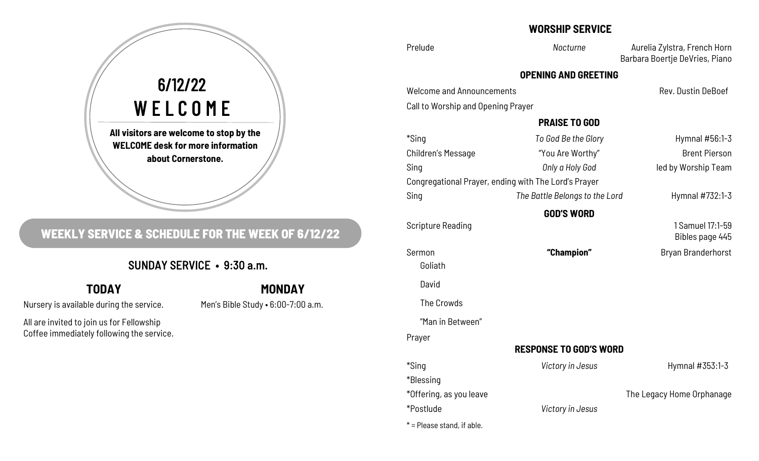# 6/12/22
# WELCOME

**All visitors are welcome to stop by the WELCOME desk for more information about Cornerstone.**

## WEEKLY SERVICE & SCHEDULE FOR THE WEEK OF 6/12/22

### SUNDAY SERVICE • 9:30 a.m.

### TODAY

Nursery is available during the service.

All are invited to join us for Fellowship Coffee immediately following the service.

### MONDAY

Men's Bible Study • 6:00-7:00 a.m.

## WORSHIP SERVICE

| | | |
|---|---|---|
| Prelude | *Nocturne* | Aurelia Zylstra, French Horn<br>Barbara Boertje DeVries, Piano |

### OPENING AND GREETING

| | | |
|---|---|---|
| Welcome and Announcements | | Rev. Dustin DeBoef |
| Call to Worship and Opening Prayer | | |

### PRAISE TO GOD

| | | |
|---|---|---|
| *Sing | *To God Be the Glory* | Hymnal #56:1-3 |
| Children's Message | "You Are Worthy" | Brent Pierson |
| Sing | *Only a Holy God* | led by Worship Team |
| Congregational Prayer, ending with The Lord's Prayer | | |
| Sing | *The Battle Belongs to the Lord* | Hymnal #732:1-3 |

### GOD'S WORD

| | | |
|---|---|---|
| Scripture Reading | | 1 Samuel 17:1-59<br>Bibles page 445 |
| Sermon | **"Champion"** | Bryan Branderhorst |

- Goliath
- David
- The Crowds
- "Man in Between"

Prayer

### RESPONSE TO GOD'S WORD

| | | |
|---|---|---|
| *Sing | *Victory in Jesus* | Hymnal #353:1-3 |
| *Blessing | | |
| *Offering, as you leave | | The Legacy Home Orphanage |
| *Postlude | *Victory in Jesus* | |

* = Please stand, if able.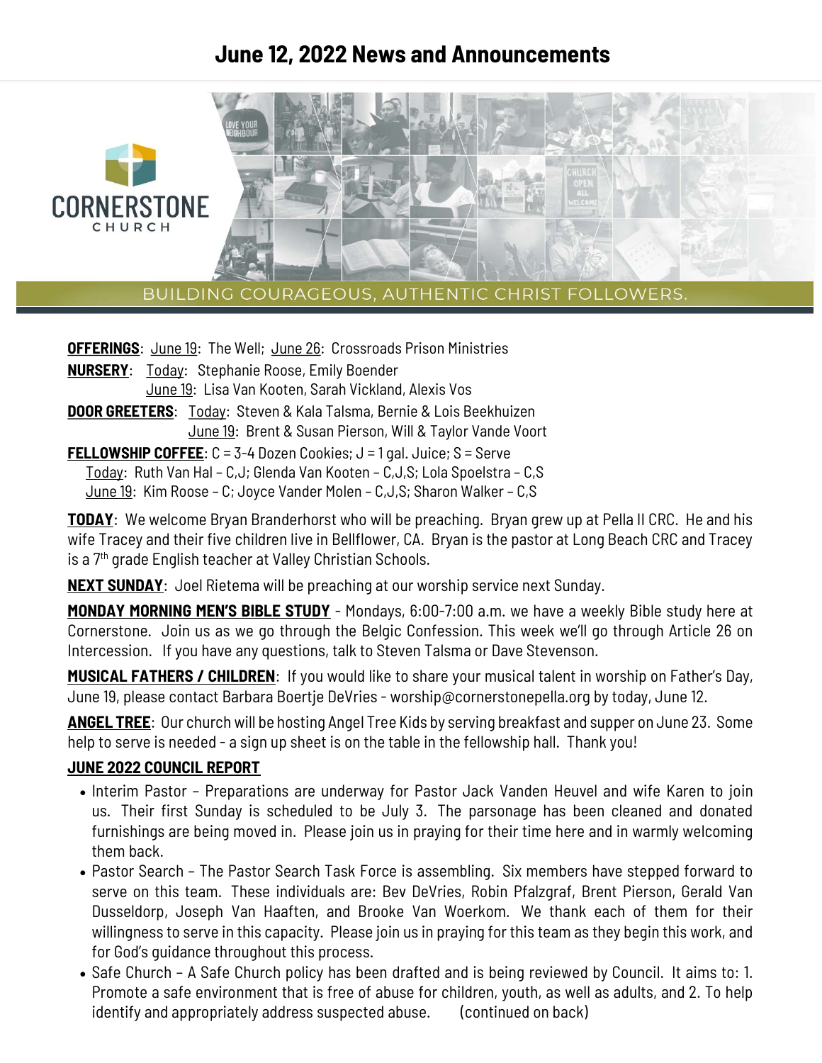// Note: no images detected, so banner text included as text.

# June 12, 2022 News and Announcements

CORNERSTONE CHURCH

BUILDING COURAGEOUS, AUTHENTIC CHRIST FOLLOWERS.

**OFFERINGS**: June 19: The Well; June 26: Crossroads Prison Ministries

**NURSERY**: Today: Stephanie Roose, Emily Boender
June 19: Lisa Van Kooten, Sarah Vickland, Alexis Vos

**DOOR GREETERS**: Today: Steven & Kala Talsma, Bernie & Lois Beekhuizen
June 19: Brent & Susan Pierson, Will & Taylor Vande Voort

**FELLOWSHIP COFFEE**: C = 3-4 Dozen Cookies; J = 1 gal. Juice; S = Serve
Today: Ruth Van Hal – C,J; Glenda Van Kooten – C,J,S; Lola Spoelstra – C,S
June 19: Kim Roose – C; Joyce Vander Molen – C,J,S; Sharon Walker – C,S

**TODAY**: We welcome Bryan Branderhorst who will be preaching. Bryan grew up at Pella II CRC. He and his wife Tracey and their five children live in Bellflower, CA. Bryan is the pastor at Long Beach CRC and Tracey is a 7th grade English teacher at Valley Christian Schools.

**NEXT SUNDAY**: Joel Rietema will be preaching at our worship service next Sunday.

**MONDAY MORNING MEN'S BIBLE STUDY** - Mondays, 6:00-7:00 a.m. we have a weekly Bible study here at Cornerstone. Join us as we go through the Belgic Confession. This week we'll go through Article 26 on Intercession. If you have any questions, talk to Steven Talsma or Dave Stevenson.

**MUSICAL FATHERS / CHILDREN**: If you would like to share your musical talent in worship on Father's Day, June 19, please contact Barbara Boertje DeVries - worship@cornerstonepella.org by today, June 12.

**ANGEL TREE**: Our church will be hosting Angel Tree Kids by serving breakfast and supper on June 23. Some help to serve is needed - a sign up sheet is on the table in the fellowship hall. Thank you!

**JUNE 2022 COUNCIL REPORT**

- Interim Pastor – Preparations are underway for Pastor Jack Vanden Heuvel and wife Karen to join us. Their first Sunday is scheduled to be July 3. The parsonage has been cleaned and donated furnishings are being moved in. Please join us in praying for their time here and in warmly welcoming them back.
- Pastor Search – The Pastor Search Task Force is assembling. Six members have stepped forward to serve on this team. These individuals are: Bev DeVries, Robin Pfalzgraf, Brent Pierson, Gerald Van Dusseldorp, Joseph Van Haaften, and Brooke Van Woerkom. We thank each of them for their willingness to serve in this capacity. Please join us in praying for this team as they begin this work, and for God's guidance throughout this process.
- Safe Church – A Safe Church policy has been drafted and is being reviewed by Council. It aims to: 1. Promote a safe environment that is free of abuse for children, youth, as well as adults, and 2. To help identify and appropriately address suspected abuse. (continued on back)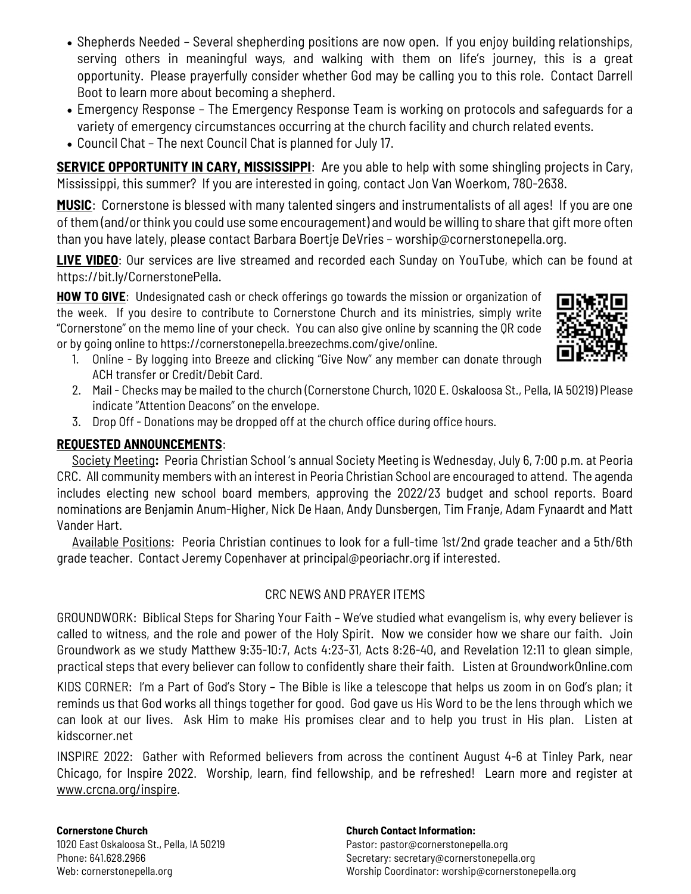- Shepherds Needed – Several shepherding positions are now open. If you enjoy building relationships, serving others in meaningful ways, and walking with them on life's journey, this is a great opportunity. Please prayerfully consider whether God may be calling you to this role. Contact Darrell Boot to learn more about becoming a shepherd.
- Emergency Response – The Emergency Response Team is working on protocols and safeguards for a variety of emergency circumstances occurring at the church facility and church related events.
- Council Chat – The next Council Chat is planned for July 17.

**SERVICE OPPORTUNITY IN CARY, MISSISSIPPI**: Are you able to help with some shingling projects in Cary, Mississippi, this summer? If you are interested in going, contact Jon Van Woerkom, 780-2638.

**MUSIC**: Cornerstone is blessed with many talented singers and instrumentalists of all ages! If you are one of them (and/or think you could use some encouragement) and would be willing to share that gift more often than you have lately, please contact Barbara Boertje DeVries – worship@cornerstonepella.org.

**LIVE VIDEO**: Our services are live streamed and recorded each Sunday on YouTube, which can be found at https://bit.ly/CornerstonePella.

**HOW TO GIVE**: Undesignated cash or check offerings go towards the mission or organization of the week. If you desire to contribute to Cornerstone Church and its ministries, simply write "Cornerstone" on the memo line of your check. You can also give online by scanning the QR code or by going online to https://cornerstonepella.breezechms.com/give/online.

1. Online - By logging into Breeze and clicking "Give Now" any member can donate through ACH transfer or Credit/Debit Card.
2. Mail - Checks may be mailed to the church (Cornerstone Church, 1020 E. Oskaloosa St., Pella, IA 50219) Please indicate "Attention Deacons" on the envelope.
3. Drop Off - Donations may be dropped off at the church office during office hours.

**REQUESTED ANNOUNCEMENTS**:

Society Meeting**:** Peoria Christian School 's annual Society Meeting is Wednesday, July 6, 7:00 p.m. at Peoria CRC. All community members with an interest in Peoria Christian School are encouraged to attend. The agenda includes electing new school board members, approving the 2022/23 budget and school reports. Board nominations are Benjamin Anum-Higher, Nick De Haan, Andy Dunsbergen, Tim Franje, Adam Fynaardt and Matt Vander Hart.

Available Positions: Peoria Christian continues to look for a full-time 1st/2nd grade teacher and a 5th/6th grade teacher. Contact Jeremy Copenhaver at principal@peoriachr.org if interested.

CRC NEWS AND PRAYER ITEMS

GROUNDWORK: Biblical Steps for Sharing Your Faith – We've studied what evangelism is, why every believer is called to witness, and the role and power of the Holy Spirit. Now we consider how we share our faith. Join Groundwork as we study Matthew 9:35-10:7, Acts 4:23-31, Acts 8:26-40, and Revelation 12:11 to glean simple, practical steps that every believer can follow to confidently share their faith. Listen at GroundworkOnline.com

KIDS CORNER: I'm a Part of God's Story – The Bible is like a telescope that helps us zoom in on God's plan; it reminds us that God works all things together for good. God gave us His Word to be the lens through which we can look at our lives. Ask Him to make His promises clear and to help you trust in His plan. Listen at kidscorner.net

INSPIRE 2022: Gather with Reformed believers from across the continent August 4-6 at Tinley Park, near Chicago, for Inspire 2022. Worship, learn, find fellowship, and be refreshed! Learn more and register at www.crcna.org/inspire.

**Cornerstone Church**
1020 East Oskaloosa St., Pella, IA 50219
Phone: 641.628.2966
Web: cornerstonepella.org

**Church Contact Information:**
Pastor: pastor@cornerstonepella.org
Secretary: secretary@cornerstonepella.org
Worship Coordinator: worship@cornerstonepella.org